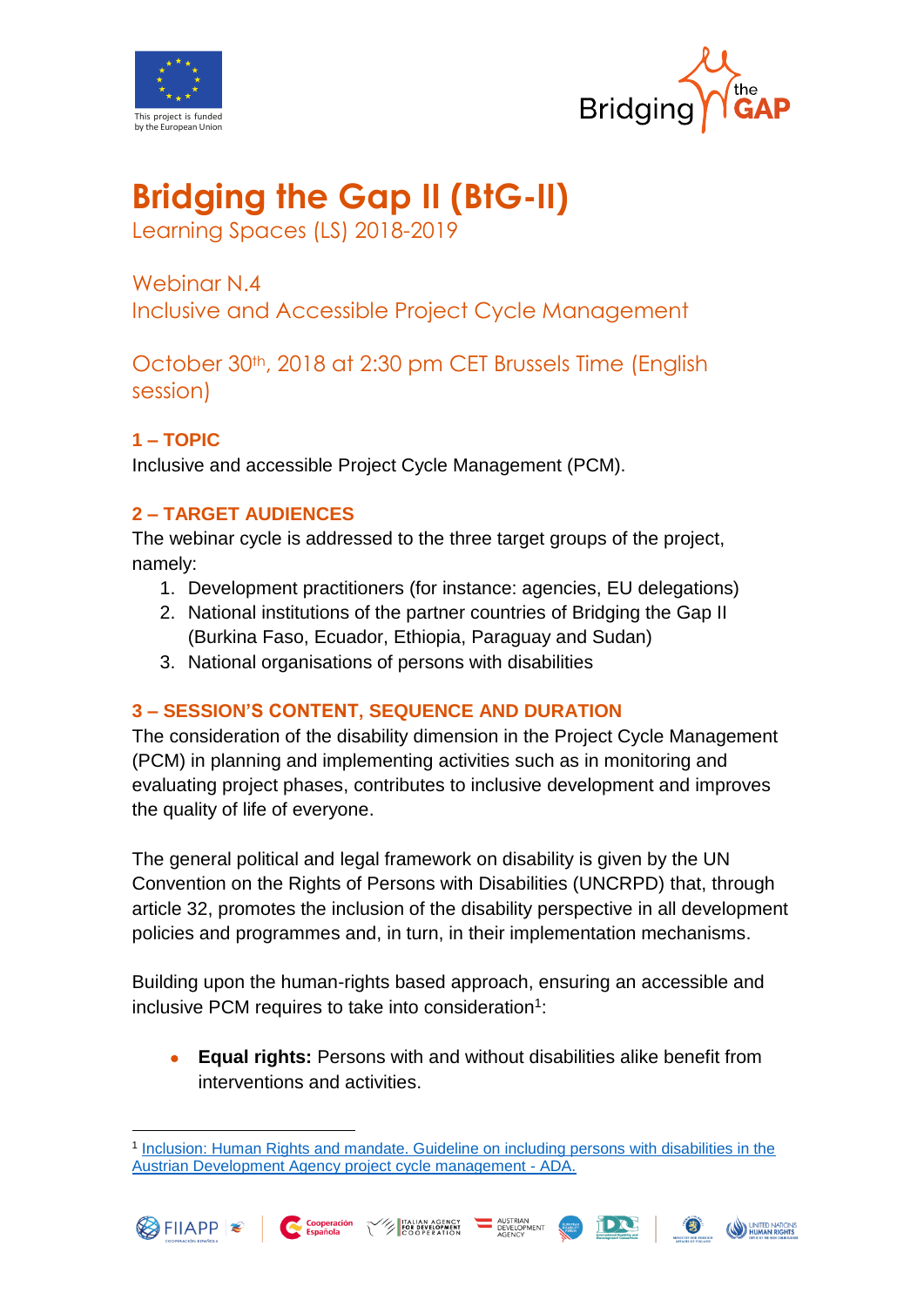This project is funded by the European Union

# Bridging the Gap II (BtG-II)

Learning Spaces (LS) 2018-2019

## Webinar N.4
## Inclusive and Accessible Project Cycle Management

## October 30th, 2018 at 2:30 pm CET Brussels Time (English session)

### 1 – TOPIC

Inclusive and accessible Project Cycle Management (PCM).

### 2 – TARGET AUDIENCES

The webinar cycle is addressed to the three target groups of the project, namely:

1. Development practitioners (for instance: agencies, EU delegations)
2. National institutions of the partner countries of Bridging the Gap II (Burkina Faso, Ecuador, Ethiopia, Paraguay and Sudan)
3. National organisations of persons with disabilities

### 3 – SESSION'S CONTENT, SEQUENCE AND DURATION

The consideration of the disability dimension in the Project Cycle Management (PCM) in planning and implementing activities such as in monitoring and evaluating project phases, contributes to inclusive development and improves the quality of life of everyone.

The general political and legal framework on disability is given by the UN Convention on the Rights of Persons with Disabilities (UNCRPD) that, through article 32, promotes the inclusion of the disability perspective in all development policies and programmes and, in turn, in their implementation mechanisms.

Building upon the human-rights based approach, ensuring an accessible and inclusive PCM requires to take into consideration[1]:

- **Equal rights:** Persons with and without disabilities alike benefit from interventions and activities.

[1] Inclusion: Human Rights and mandate. Guideline on including persons with disabilities in the Austrian Development Agency project cycle management - ADA.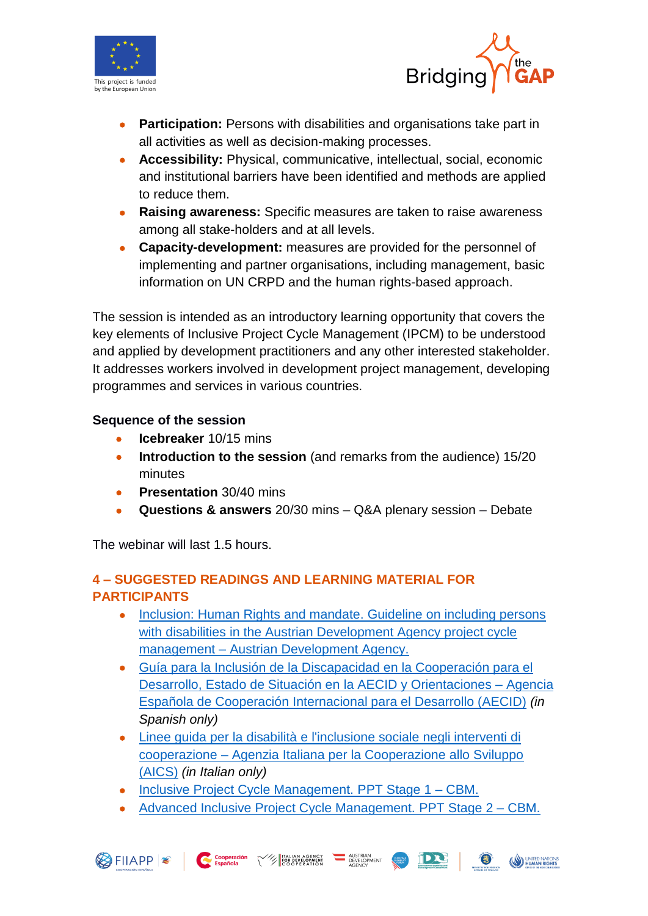- **Participation:** Persons with disabilities and organisations take part in all activities as well as decision-making processes.
- **Accessibility:** Physical, communicative, intellectual, social, economic and institutional barriers have been identified and methods are applied to reduce them.
- **Raising awareness:** Specific measures are taken to raise awareness among all stake-holders and at all levels.
- **Capacity-development:** measures are provided for the personnel of implementing and partner organisations, including management, basic information on UN CRPD and the human rights-based approach.

The session is intended as an introductory learning opportunity that covers the key elements of Inclusive Project Cycle Management (IPCM) to be understood and applied by development practitioners and any other interested stakeholder. It addresses workers involved in development project management, developing programmes and services in various countries.

**Sequence of the session**

- **Icebreaker** 10/15 mins
- **Introduction to the session** (and remarks from the audience) 15/20 minutes
- **Presentation** 30/40 mins
- **Questions & answers** 20/30 mins – Q&A plenary session – Debate

The webinar will last 1.5 hours.

## 4 – SUGGESTED READINGS AND LEARNING MATERIAL FOR PARTICIPANTS

- Inclusion: Human Rights and mandate. Guideline on including persons with disabilities in the Austrian Development Agency project cycle management – Austrian Development Agency.
- Guía para la Inclusión de la Discapacidad en la Cooperación para el Desarrollo, Estado de Situación en la AECID y Orientaciones – Agencia Española de Cooperación Internacional para el Desarrollo (AECID) *(in Spanish only)*
- Linee guida per la disabilità e l'inclusione sociale negli interventi di cooperazione – Agenzia Italiana per la Cooperazione allo Sviluppo (AICS) *(in Italian only)*
- Inclusive Project Cycle Management. PPT Stage 1 – CBM.
- Advanced Inclusive Project Cycle Management. PPT Stage 2 – CBM.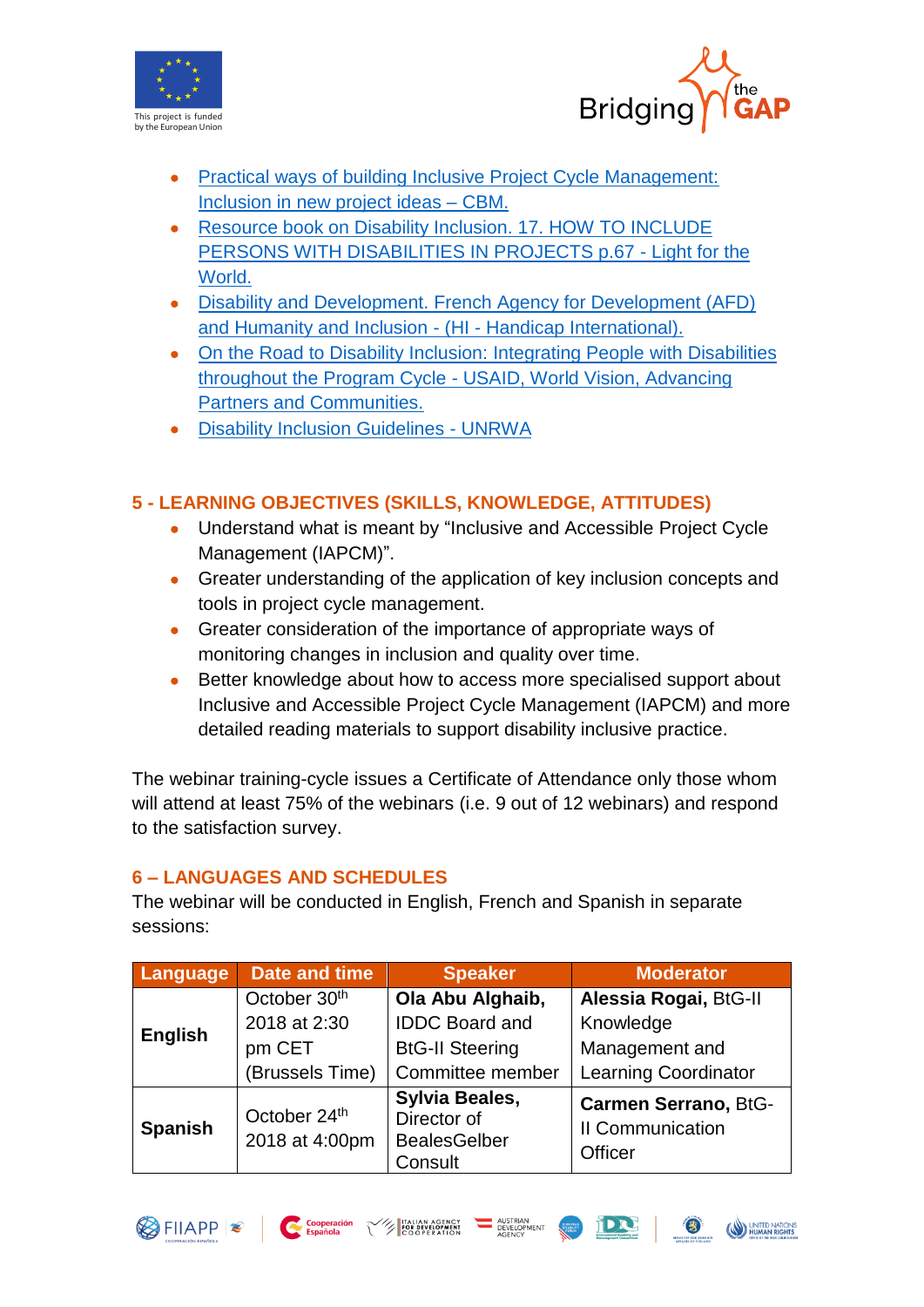- Practical ways of building Inclusive Project Cycle Management: Inclusion in new project ideas – CBM.
- Resource book on Disability Inclusion. 17. HOW TO INCLUDE PERSONS WITH DISABILITIES IN PROJECTS p.67 - Light for the World.
- Disability and Development. French Agency for Development (AFD) and Humanity and Inclusion - (HI - Handicap International).
- On the Road to Disability Inclusion: Integrating People with Disabilities throughout the Program Cycle - USAID, World Vision, Advancing Partners and Communities.
- Disability Inclusion Guidelines - UNRWA

## 5 - LEARNING OBJECTIVES (SKILLS, KNOWLEDGE, ATTITUDES)

- Understand what is meant by "Inclusive and Accessible Project Cycle Management (IAPCM)".
- Greater understanding of the application of key inclusion concepts and tools in project cycle management.
- Greater consideration of the importance of appropriate ways of monitoring changes in inclusion and quality over time.
- Better knowledge about how to access more specialised support about Inclusive and Accessible Project Cycle Management (IAPCM) and more detailed reading materials to support disability inclusive practice.

The webinar training-cycle issues a Certificate of Attendance only those whom will attend at least 75% of the webinars (i.e. 9 out of 12 webinars) and respond to the satisfaction survey.

## 6 – LANGUAGES AND SCHEDULES

The webinar will be conducted in English, French and Spanish in separate sessions:

| Language | Date and time | Speaker | Moderator |
|---|---|---|---|
| **English** | October 30th 2018 at 2:30 pm CET (Brussels Time) | **Ola Abu Alghaib,** IDDC Board and BtG-II Steering Committee member | **Alessia Rogai,** BtG-II Knowledge Management and Learning Coordinator |
| **Spanish** | October 24th 2018 at 4:00pm | **Sylvia Beales,** Director of BealesGelber Consult | **Carmen Serrano,** BtG-II Communication Officer |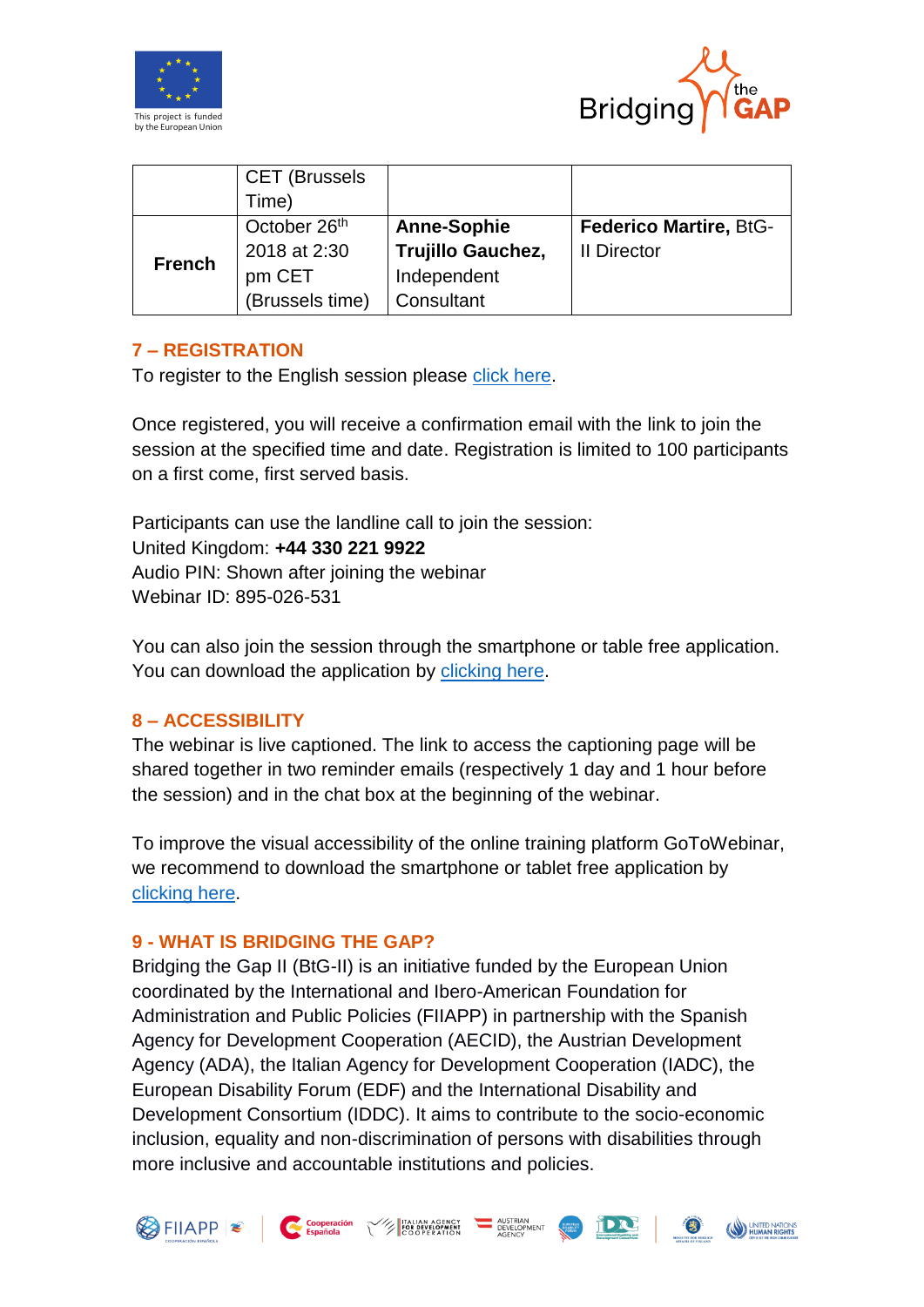| | CET (Brussels Time) | | |
|---|---|---|---|
| **French** | October 26th 2018 at 2:30 pm CET (Brussels time) | **Anne-Sophie Trujillo Gauchez,** Independent Consultant | **Federico Martire,** BtG-II Director |

## 7 – REGISTRATION

To register to the English session please click here.

Once registered, you will receive a confirmation email with the link to join the session at the specified time and date. Registration is limited to 100 participants on a first come, first served basis.

Participants can use the landline call to join the session:
United Kingdom: **+44 330 221 9922**
Audio PIN: Shown after joining the webinar
Webinar ID: 895-026-531

You can also join the session through the smartphone or table free application. You can download the application by clicking here.

## 8 – ACCESSIBILITY

The webinar is live captioned. The link to access the captioning page will be shared together in two reminder emails (respectively 1 day and 1 hour before the session) and in the chat box at the beginning of the webinar.

To improve the visual accessibility of the online training platform GoToWebinar, we recommend to download the smartphone or tablet free application by clicking here.

## 9 - WHAT IS BRIDGING THE GAP?

Bridging the Gap II (BtG-II) is an initiative funded by the European Union coordinated by the International and Ibero-American Foundation for Administration and Public Policies (FIIAPP) in partnership with the Spanish Agency for Development Cooperation (AECID), the Austrian Development Agency (ADA), the Italian Agency for Development Cooperation (IADC), the European Disability Forum (EDF) and the International Disability and Development Consortium (IDDC). It aims to contribute to the socio-economic inclusion, equality and non-discrimination of persons with disabilities through more inclusive and accountable institutions and policies.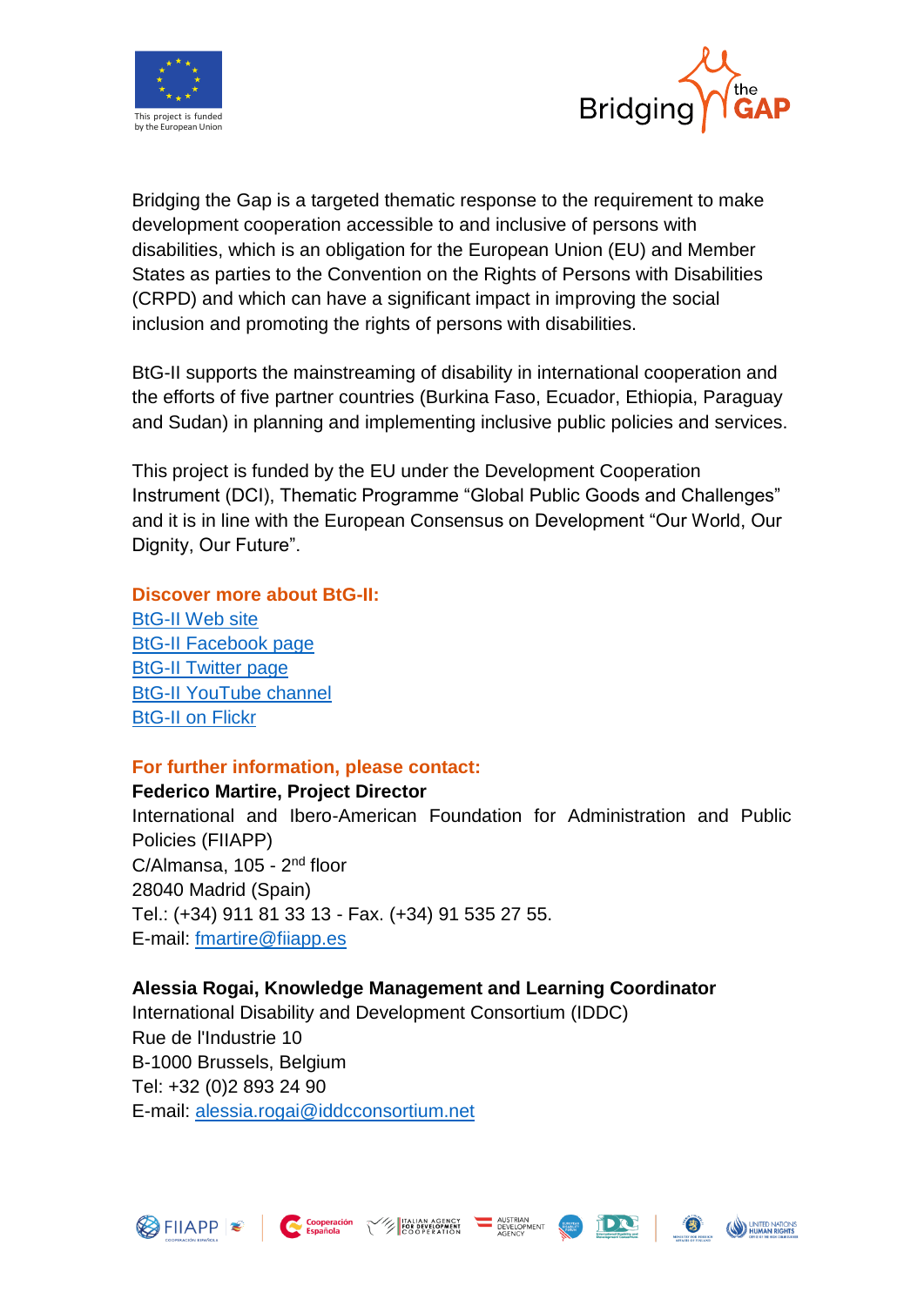Bridging the Gap is a targeted thematic response to the requirement to make development cooperation accessible to and inclusive of persons with disabilities, which is an obligation for the European Union (EU) and Member States as parties to the Convention on the Rights of Persons with Disabilities (CRPD) and which can have a significant impact in improving the social inclusion and promoting the rights of persons with disabilities.

BtG-II supports the mainstreaming of disability in international cooperation and the efforts of five partner countries (Burkina Faso, Ecuador, Ethiopia, Paraguay and Sudan) in planning and implementing inclusive public policies and services.

This project is funded by the EU under the Development Cooperation Instrument (DCI), Thematic Programme "Global Public Goods and Challenges" and it is in line with the European Consensus on Development "Our World, Our Dignity, Our Future".

**Discover more about BtG-II:**

BtG-II Web site
BtG-II Facebook page
BtG-II Twitter page
BtG-II YouTube channel
BtG-II on Flickr

**For further information, please contact:**

**Federico Martire, Project Director**
International and Ibero-American Foundation for Administration and Public Policies (FIIAPP)
C/Almansa, 105 - 2nd floor
28040 Madrid (Spain)
Tel.: (+34) 911 81 33 13 - Fax. (+34) 91 535 27 55.
E-mail: fmartire@fiiapp.es

**Alessia Rogai, Knowledge Management and Learning Coordinator**
International Disability and Development Consortium (IDDC)
Rue de l'Industrie 10
B-1000 Brussels, Belgium
Tel: +32 (0)2 893 24 90
E-mail: alessia.rogai@iddcconsortium.net